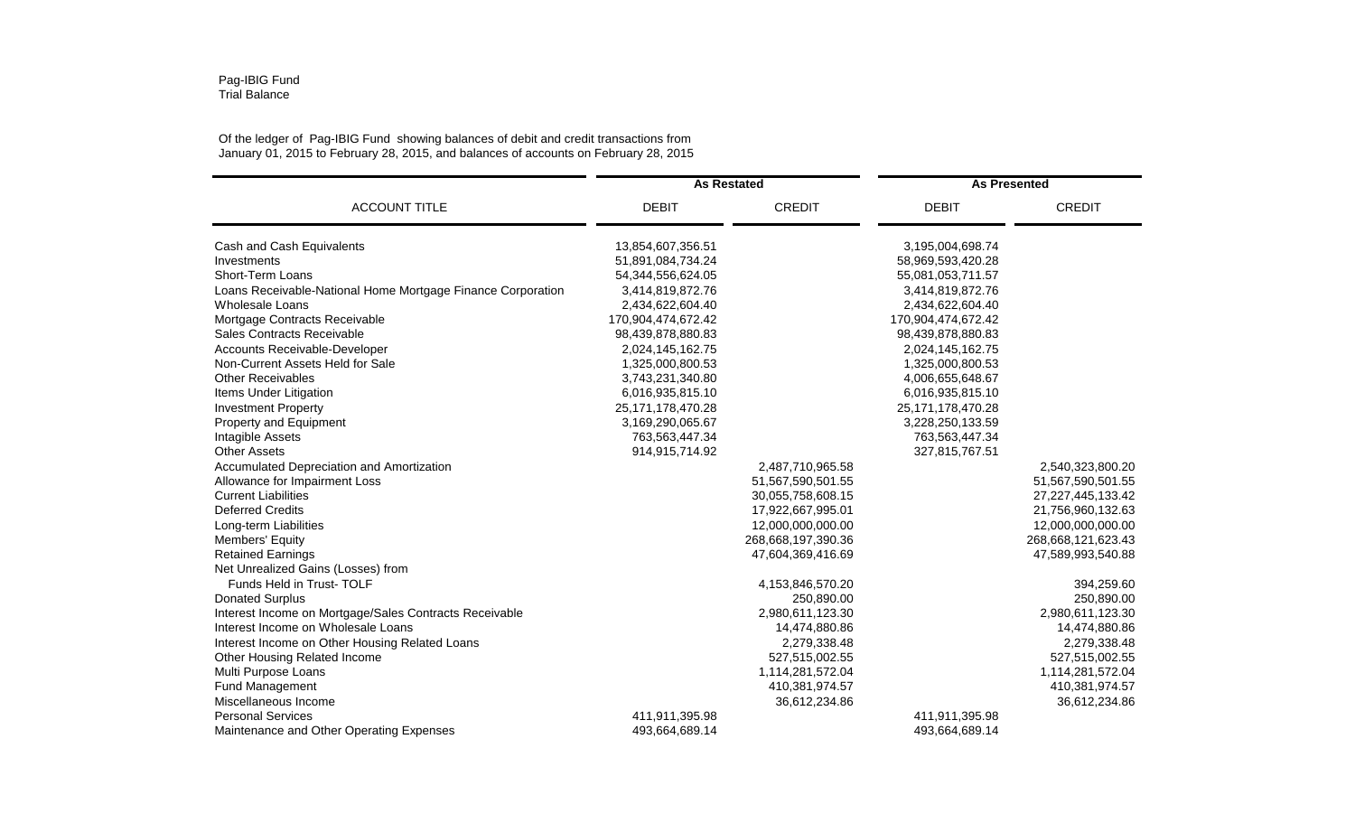Pag-IBIG Fund
Trial Balance

Of the ledger of Pag-IBIG Fund showing balances of debit and credit transactions from
January 01, 2015 to February 28, 2015, and balances of accounts on February 28, 2015

| ACCOUNT TITLE | As Restated | | As Presented | |
|---|---|---|---|---|
| | DEBIT | CREDIT | DEBIT | CREDIT |
| Cash and Cash Equivalents | 13,854,607,356.51 | | 3,195,004,698.74 | |
| Investments | 51,891,084,734.24 | | 58,969,593,420.28 | |
| Short-Term Loans | 54,344,556,624.05 | | 55,081,053,711.57 | |
| Loans Receivable-National Home Mortgage Finance Corporation | 3,414,819,872.76 | | 3,414,819,872.76 | |
| Wholesale Loans | 2,434,622,604.40 | | 2,434,622,604.40 | |
| Mortgage Contracts Receivable | 170,904,474,672.42 | | 170,904,474,672.42 | |
| Sales Contracts Receivable | 98,439,878,880.83 | | 98,439,878,880.83 | |
| Accounts Receivable-Developer | 2,024,145,162.75 | | 2,024,145,162.75 | |
| Non-Current Assets Held for Sale | 1,325,000,800.53 | | 1,325,000,800.53 | |
| Other Receivables | 3,743,231,340.80 | | 4,006,655,648.67 | |
| Items Under Litigation | 6,016,935,815.10 | | 6,016,935,815.10 | |
| Investment Property | 25,171,178,470.28 | | 25,171,178,470.28 | |
| Property and Equipment | 3,169,290,065.67 | | 3,228,250,133.59 | |
| Intagible Assets | 763,563,447.34 | | 763,563,447.34 | |
| Other Assets | 914,915,714.92 | | 327,815,767.51 | |
| Accumulated Depreciation and Amortization | | 2,487,710,965.58 | | 2,540,323,800.20 |
| Allowance for Impairment Loss | | 51,567,590,501.55 | | 51,567,590,501.55 |
| Current Liabilities | | 30,055,758,608.15 | | 27,227,445,133.42 |
| Deferred Credits | | 17,922,667,995.01 | | 21,756,960,132.63 |
| Long-term Liabilities | | 12,000,000,000.00 | | 12,000,000,000.00 |
| Members' Equity | | 268,668,197,390.36 | | 268,668,121,623.43 |
| Retained Earnings | | 47,604,369,416.69 | | 47,589,993,540.88 |
| Net Unrealized Gains (Losses) from Funds Held in Trust- TOLF | | 4,153,846,570.20 | | 394,259.60 |
| Donated Surplus | | 250,890.00 | | 250,890.00 |
| Interest Income on Mortgage/Sales Contracts Receivable | | 2,980,611,123.30 | | 2,980,611,123.30 |
| Interest Income on Wholesale Loans | | 14,474,880.86 | | 14,474,880.86 |
| Interest Income on Other Housing Related Loans | | 2,279,338.48 | | 2,279,338.48 |
| Other Housing Related Income | | 527,515,002.55 | | 527,515,002.55 |
| Multi Purpose Loans | | 1,114,281,572.04 | | 1,114,281,572.04 |
| Fund Management | | 410,381,974.57 | | 410,381,974.57 |
| Miscellaneous Income | | 36,612,234.86 | | 36,612,234.86 |
| Personal Services | 411,911,395.98 | | 411,911,395.98 | |
| Maintenance and Other Operating Expenses | 493,664,689.14 | | 493,664,689.14 | |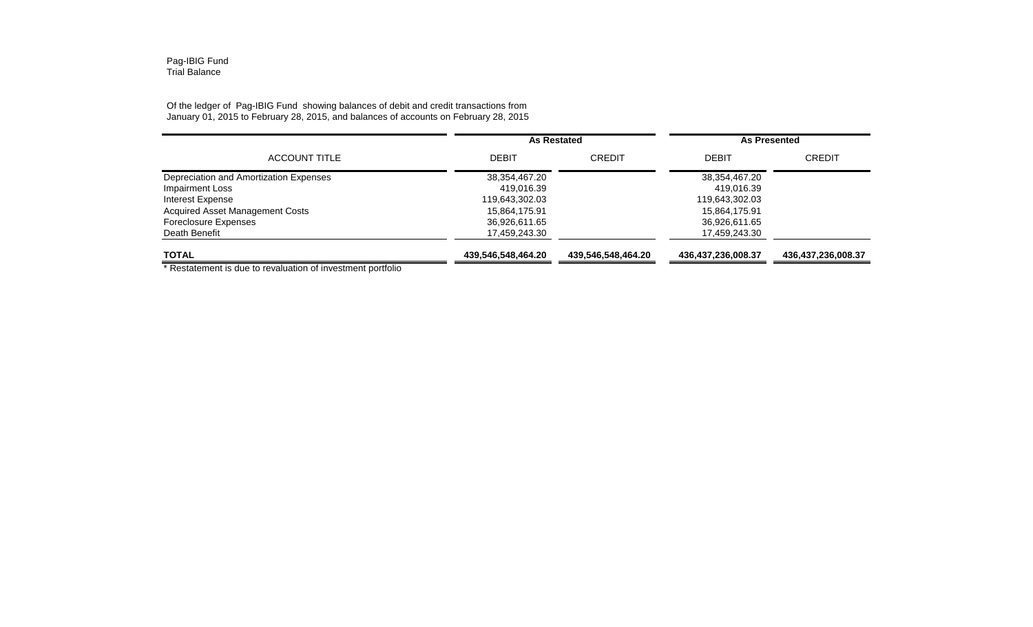Pag-IBIG Fund
Trial Balance

Of the ledger of Pag-IBIG Fund showing balances of debit and credit transactions from
January 01, 2015 to February 28, 2015, and balances of accounts on February 28, 2015

| | **As Restated** | | **As Presented** | |
|---|---|---|---|---|
| ACCOUNT TITLE | DEBIT | CREDIT | DEBIT | CREDIT |
| Depreciation and Amortization Expenses | 38,354,467.20 | | 38,354,467.20 | |
| Impairment Loss | 419,016.39 | | 419,016.39 | |
| Interest Expense | 119,643,302.03 | | 119,643,302.03 | |
| Acquired Asset Management Costs | 15,864,175.91 | | 15,864,175.91 | |
| Foreclosure Expenses | 36,926,611.65 | | 36,926,611.65 | |
| Death Benefit | 17,459,243.30 | | 17,459,243.30 | |
| **TOTAL** | **439,546,548,464.20** | **439,546,548,464.20** | **436,437,236,008.37** | **436,437,236,008.37** |

* Restatement is due to revaluation of investment portfolio